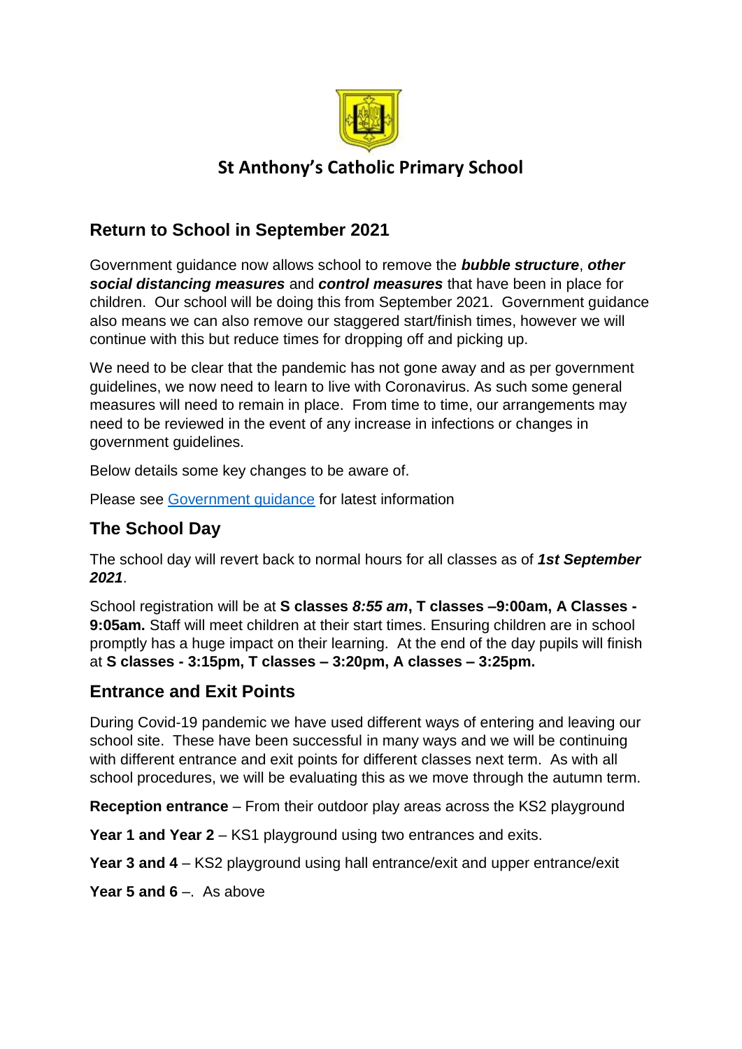# St Anthony's Catholic Primary School

## Return to School in September 2021

Government guidance now allows school to remove the ***bubble structure***, ***other social distancing measures*** and ***control measures*** that have been in place for children. Our school will be doing this from September 2021. Government guidance also means we can also remove our staggered start/finish times, however we will continue with this but reduce times for dropping off and picking up.

We need to be clear that the pandemic has not gone away and as per government guidelines, we now need to learn to live with Coronavirus. As such some general measures will need to remain in place. From time to time, our arrangements may need to be reviewed in the event of any increase in infections or changes in government guidelines.

Below details some key changes to be aware of.

Please see Government guidance for latest information

## The School Day

The school day will revert back to normal hours for all classes as of ***1st September 2021***.

School registration will be at **S classes *8:55 am*, T classes –9:00am, A Classes - 9:05am.** Staff will meet children at their start times. Ensuring children are in school promptly has a huge impact on their learning. At the end of the day pupils will finish at **S classes - 3:15pm, T classes – 3:20pm, A classes – 3:25pm.**

## Entrance and Exit Points

During Covid-19 pandemic we have used different ways of entering and leaving our school site. These have been successful in many ways and we will be continuing with different entrance and exit points for different classes next term. As with all school procedures, we will be evaluating this as we move through the autumn term.

**Reception entrance** – From their outdoor play areas across the KS2 playground

**Year 1 and Year 2** – KS1 playground using two entrances and exits.

**Year 3 and 4** – KS2 playground using hall entrance/exit and upper entrance/exit

**Year 5 and 6** –. As above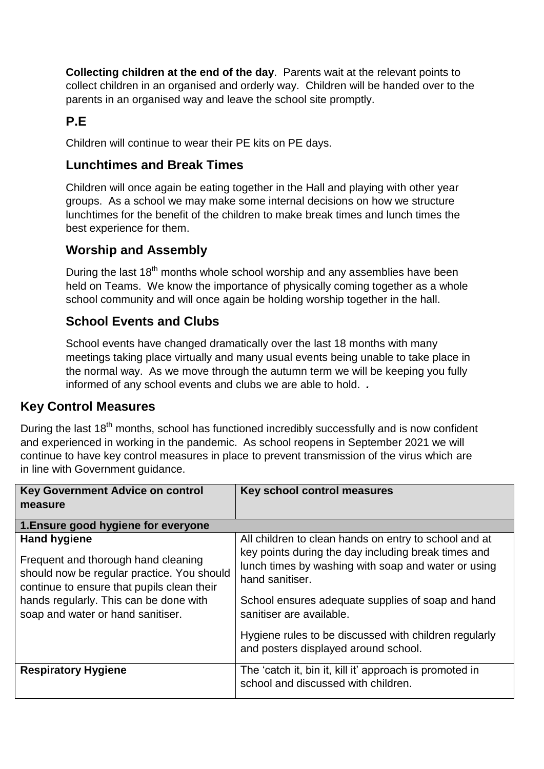**Collecting children at the end of the day**. Parents wait at the relevant points to collect children in an organised and orderly way. Children will be handed over to the parents in an organised way and leave the school site promptly.

## P.E

Children will continue to wear their PE kits on PE days.

## Lunchtimes and Break Times

Children will once again be eating together in the Hall and playing with other year groups. As a school we may make some internal decisions on how we structure lunchtimes for the benefit of the children to make break times and lunch times the best experience for them.

## Worship and Assembly

During the last 18th months whole school worship and any assemblies have been held on Teams. We know the importance of physically coming together as a whole school community and will once again be holding worship together in the hall.

## School Events and Clubs

School events have changed dramatically over the last 18 months with many meetings taking place virtually and many usual events being unable to take place in the normal way. As we move through the autumn term we will be keeping you fully informed of any school events and clubs we are able to hold. ***.***

## Key Control Measures

During the last 18th months, school has functioned incredibly successfully and is now confident and experienced in working in the pandemic. As school reopens in September 2021 we will continue to have key control measures in place to prevent transmission of the virus which are in line with Government guidance.

| Key Government Advice on control measure | Key school control measures |
|---|---|
| **1.Ensure good hygiene for everyone** | |
| **Hand hygiene**<br><br>Frequent and thorough hand cleaning should now be regular practice. You should continue to ensure that pupils clean their hands regularly. This can be done with soap and water or hand sanitiser. | All children to clean hands on entry to school and at key points during the day including break times and lunch times by washing with soap and water or using hand sanitiser.<br><br>School ensures adequate supplies of soap and hand sanitiser are available.<br><br>Hygiene rules to be discussed with children regularly and posters displayed around school. |
| **Respiratory Hygiene** | The 'catch it, bin it, kill it' approach is promoted in school and discussed with children. |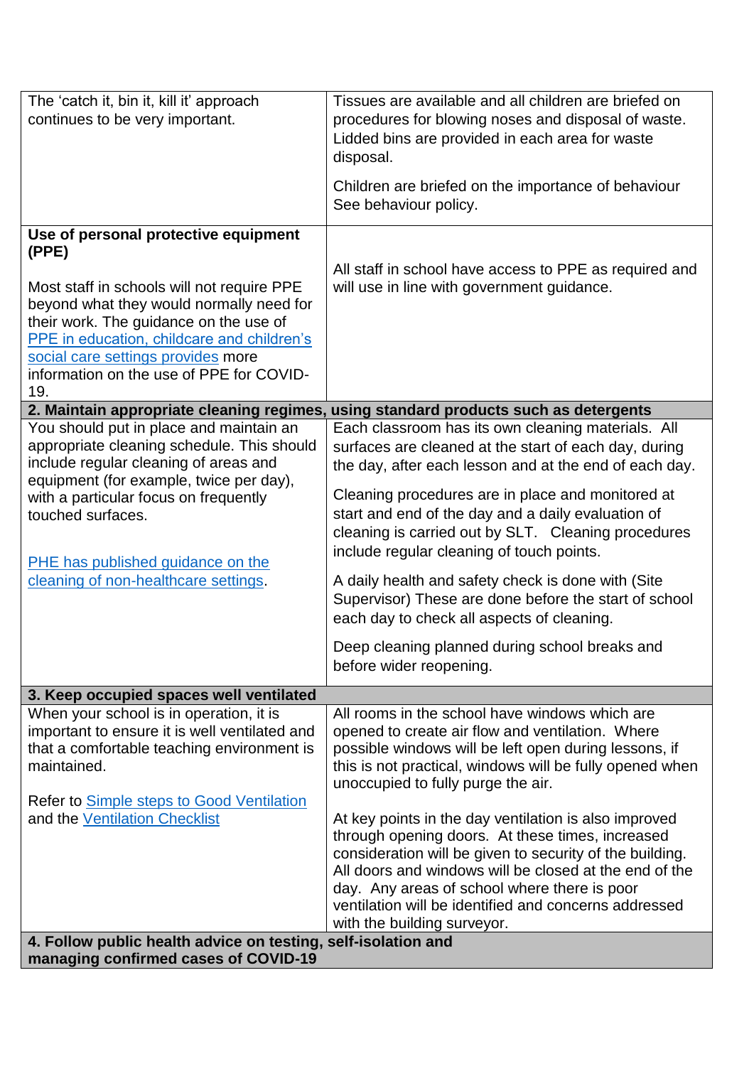| | |
|---|---|
| The 'catch it, bin it, kill it' approach continues to be very important. | Tissues are available and all children are briefed on procedures for blowing noses and disposal of waste. Lidded bins are provided in each area for waste disposal.<br><br>Children are briefed on the importance of behaviour See behaviour policy. |
| **Use of personal protective equipment (PPE)**<br><br>Most staff in schools will not require PPE beyond what they would normally need for their work. The guidance on the use of PPE in education, childcare and children's social care settings provides more information on the use of PPE for COVID-19. | All staff in school have access to PPE as required and will use in line with government guidance. |
| **2. Maintain appropriate cleaning regimes, using standard products such as detergents** | |
| You should put in place and maintain an appropriate cleaning schedule. This should include regular cleaning of areas and equipment (for example, twice per day), with a particular focus on frequently touched surfaces.<br><br>PHE has published guidance on the cleaning of non-healthcare settings. | Each classroom has its own cleaning materials. All surfaces are cleaned at the start of each day, during the day, after each lesson and at the end of each day.<br><br>Cleaning procedures are in place and monitored at start and end of the day and a daily evaluation of cleaning is carried out by SLT. Cleaning procedures include regular cleaning of touch points.<br><br>A daily health and safety check is done with (Site Supervisor) These are done before the start of school each day to check all aspects of cleaning.<br><br>Deep cleaning planned during school breaks and before wider reopening. |
| **3. Keep occupied spaces well ventilated** | |
| When your school is in operation, it is important to ensure it is well ventilated and that a comfortable teaching environment is maintained.<br><br>Refer to Simple steps to Good Ventilation and the Ventilation Checklist | All rooms in the school have windows which are opened to create air flow and ventilation. Where possible windows will be left open during lessons, if this is not practical, windows will be fully opened when unoccupied to fully purge the air.<br><br>At key points in the day ventilation is also improved through opening doors. At these times, increased consideration will be given to security of the building. All doors and windows will be closed at the end of the day. Any areas of school where there is poor ventilation will be identified and concerns addressed with the building surveyor. |
| **4. Follow public health advice on testing, self-isolation and managing confirmed cases of COVID-19** | |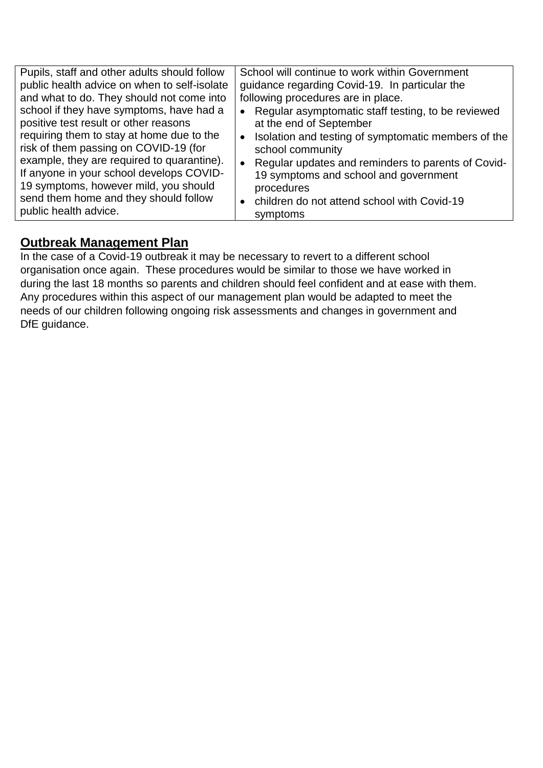| | |
|---|---|
| Pupils, staff and other adults should follow public health advice on when to self-isolate and what to do. They should not come into school if they have symptoms, have had a positive test result or other reasons requiring them to stay at home due to the risk of them passing on COVID-19 (for example, they are required to quarantine). If anyone in your school develops COVID-19 symptoms, however mild, you should send them home and they should follow public health advice. | School will continue to work within Government guidance regarding Covid-19. In particular the following procedures are in place.<br>• Regular asymptomatic staff testing, to be reviewed at the end of September<br>• Isolation and testing of symptomatic members of the school community<br>• Regular updates and reminders to parents of Covid-19 symptoms and school and government procedures<br>• children do not attend school with Covid-19 symptoms |

## Outbreak Management Plan

In the case of a Covid-19 outbreak it may be necessary to revert to a different school organisation once again. These procedures would be similar to those we have worked in during the last 18 months so parents and children should feel confident and at ease with them. Any procedures within this aspect of our management plan would be adapted to meet the needs of our children following ongoing risk assessments and changes in government and DfE guidance.